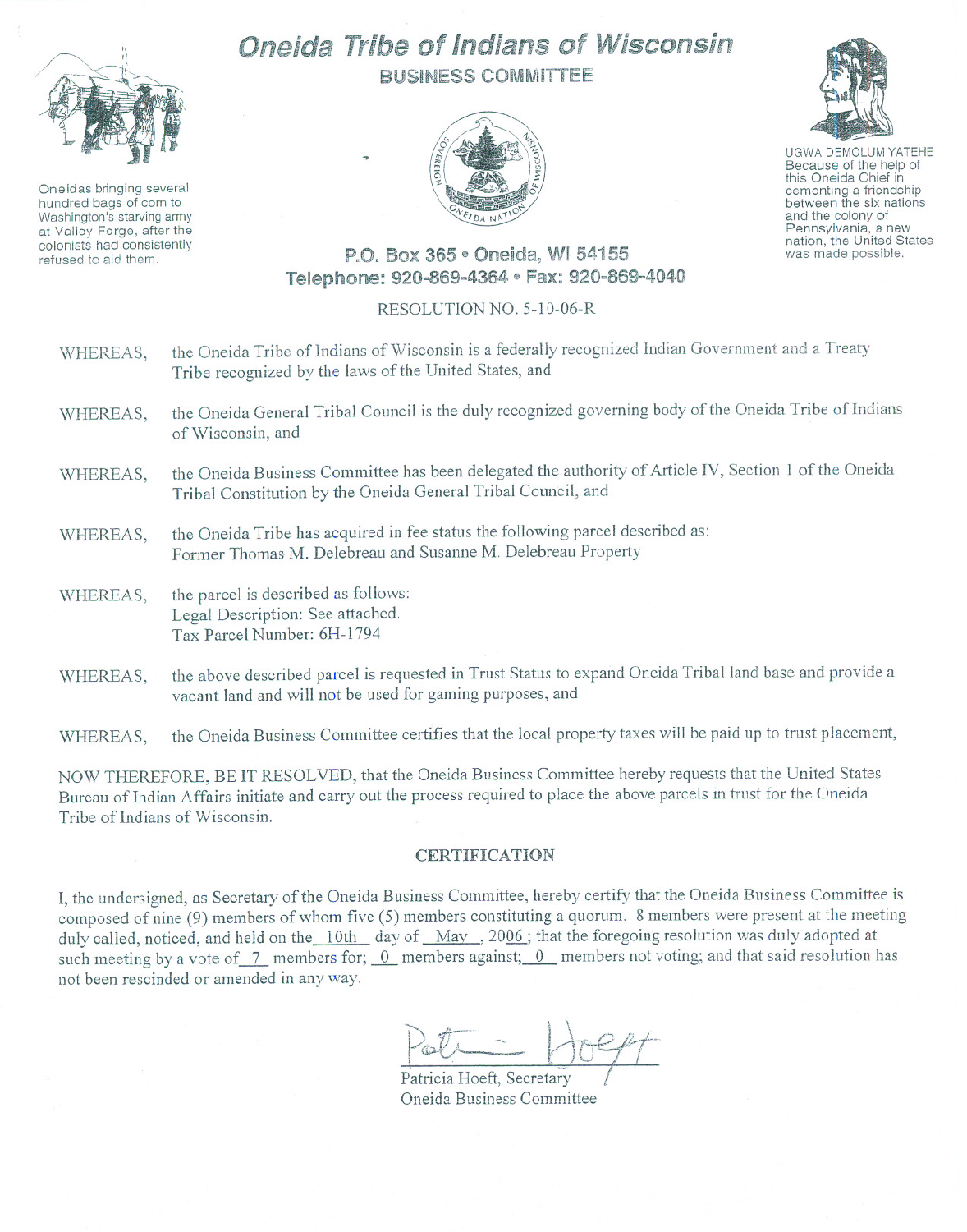# Oneida Tribe of Indians of Wisconsin

## BUSINESS COMMITTEE

Oneidas bringing several hundred bags of corn to Washington's starving army at Valley Forge, after the colonists had consistently refused to aid them.

UGWA DEMOLUM YATEHE
Because of the help of this Oneida Chief in cementing a friendship between the six nations and the colony of Pennsylvania, a new nation, the United States was made possible.

**P.O. Box 365 • Oneida, WI 54155**
**Telephone: 920-869-4364 • Fax: 920-869-4040**

RESOLUTION NO. 5-10-06-R

WHEREAS, the Oneida Tribe of Indians of Wisconsin is a federally recognized Indian Government and a Treaty Tribe recognized by the laws of the United States, and

WHEREAS, the Oneida General Tribal Council is the duly recognized governing body of the Oneida Tribe of Indians of Wisconsin, and

WHEREAS, the Oneida Business Committee has been delegated the authority of Article IV, Section 1 of the Oneida Tribal Constitution by the Oneida General Tribal Council, and

WHEREAS, the Oneida Tribe has acquired in fee status the following parcel described as:
Former Thomas M. Delebreau and Susanne M. Delebreau Property

WHEREAS, the parcel is described as follows:
Legal Description: See attached.
Tax Parcel Number: 6H-1794

WHEREAS, the above described parcel is requested in Trust Status to expand Oneida Tribal land base and provide a vacant land and will not be used for gaming purposes, and

WHEREAS, the Oneida Business Committee certifies that the local property taxes will be paid up to trust placement,

NOW THEREFORE, BE IT RESOLVED, that the Oneida Business Committee hereby requests that the United States Bureau of Indian Affairs initiate and carry out the process required to place the above parcels in trust for the Oneida Tribe of Indians of Wisconsin.

### CERTIFICATION

I, the undersigned, as Secretary of the Oneida Business Committee, hereby certify that the Oneida Business Committee is composed of nine (9) members of whom five (5) members constituting a quorum. 8 members were present at the meeting duly called, noticed, and held on the 10th day of May, 2006; that the foregoing resolution was duly adopted at such meeting by a vote of 7 members for; 0 members against; 0 members not voting; and that said resolution has not been rescinded or amended in any way.

Patricia Hoeft, Secretary
Oneida Business Committee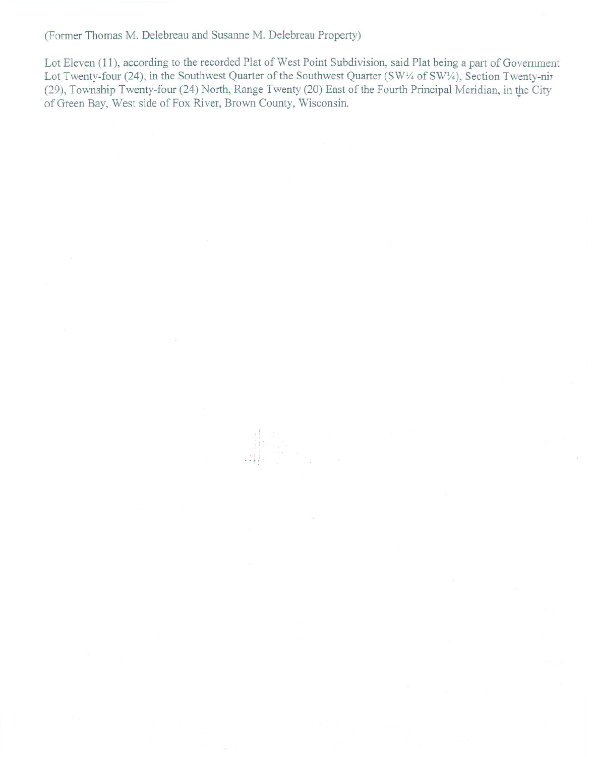(Former Thomas M. Delebreau and Susanne M. Delebreau Property)

Lot Eleven (11), according to the recorded Plat of West Point Subdivision, said Plat being a part of Government Lot Twenty-four (24), in the Southwest Quarter of the Southwest Quarter (SW¼ of SW¼), Section Twenty-nir (29), Township Twenty-four (24) North, Range Twenty (20) East of the Fourth Principal Meridian, in the City of Green Bay, West side of Fox River, Brown County, Wisconsin.